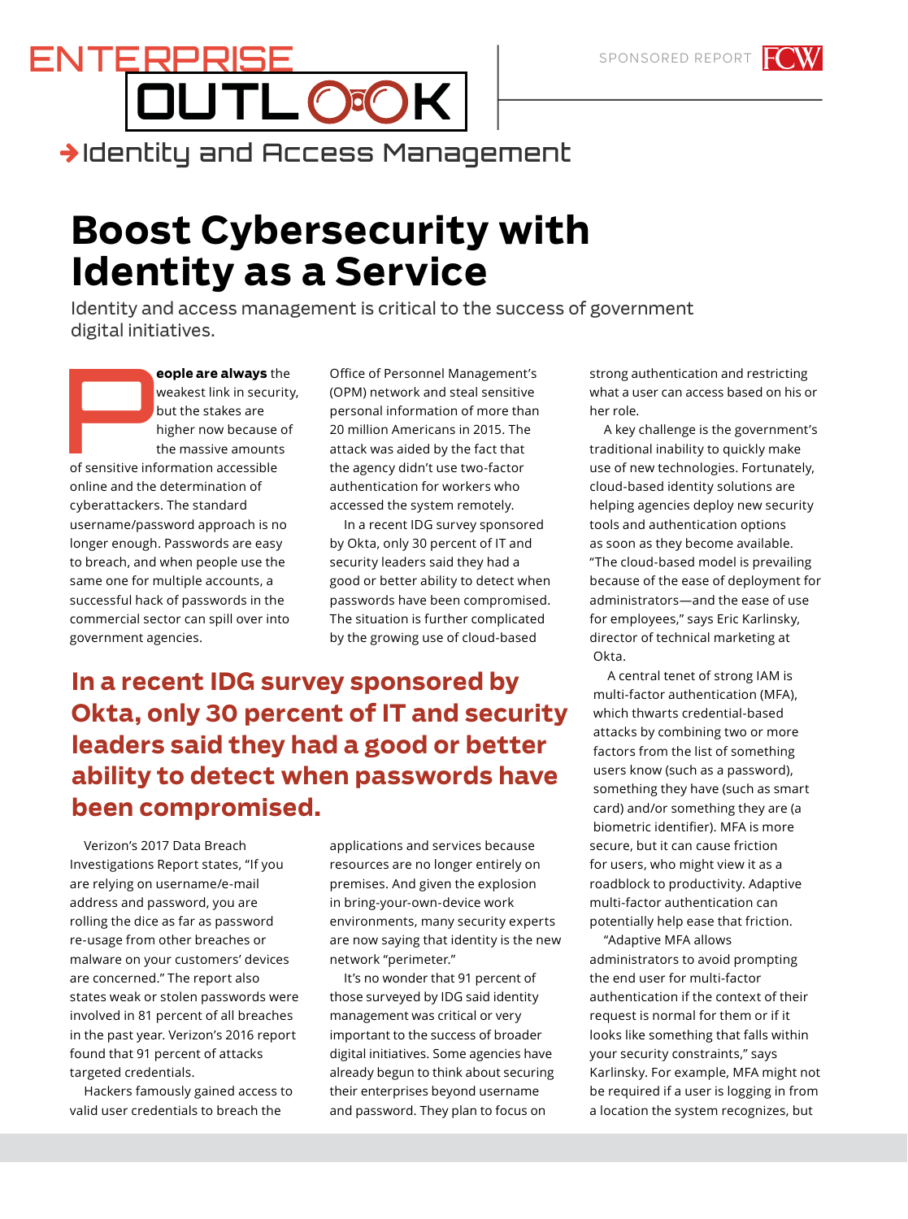ENTERPRISE OUTLOOK

→ Identity and Access Management

SPONSORED REPORT FCW

# Boost Cybersecurity with Identity as a Service

Identity and access management is critical to the success of government digital initiatives.

**People are always** the weakest link in security, but the stakes are higher now because of the massive amounts of sensitive information accessible online and the determination of cyberattackers. The standard username/password approach is no longer enough. Passwords are easy to breach, and when people use the same one for multiple accounts, a successful hack of passwords in the commercial sector can spill over into government agencies.

Verizon's 2017 Data Breach Investigations Report states, "If you are relying on username/e-mail address and password, you are rolling the dice as far as password re-usage from other breaches or malware on your customers' devices are concerned." The report also states weak or stolen passwords were involved in 81 percent of all breaches in the past year. Verizon's 2016 report found that 91 percent of attacks targeted credentials.

Hackers famously gained access to valid user credentials to breach the Office of Personnel Management's (OPM) network and steal sensitive personal information of more than 20 million Americans in 2015. The attack was aided by the fact that the agency didn't use two-factor authentication for workers who accessed the system remotely.

In a recent IDG survey sponsored by Okta, only 30 percent of IT and security leaders said they had a good or better ability to detect when passwords have been compromised. The situation is further complicated by the growing use of cloud-based applications and services because resources are no longer entirely on premises. And given the explosion in bring-your-own-device work environments, many security experts are now saying that identity is the new network "perimeter."

> **In a recent IDG survey sponsored by Okta, only 30 percent of IT and security leaders said they had a good or better ability to detect when passwords have been compromised.**

It's no wonder that 91 percent of those surveyed by IDG said identity management was critical or very important to the success of broader digital initiatives. Some agencies have already begun to think about securing their enterprises beyond username and password. They plan to focus on strong authentication and restricting what a user can access based on his or her role.

A key challenge is the government's traditional inability to quickly make use of new technologies. Fortunately, cloud-based identity solutions are helping agencies deploy new security tools and authentication options as soon as they become available. "The cloud-based model is prevailing because of the ease of deployment for administrators—and the ease of use for employees," says Eric Karlinsky, director of technical marketing at Okta.

A central tenet of strong IAM is multi-factor authentication (MFA), which thwarts credential-based attacks by combining two or more factors from the list of something users know (such as a password), something they have (such as smart card) and/or something they are (a biometric identifier). MFA is more secure, but it can cause friction for users, who might view it as a roadblock to productivity. Adaptive multi-factor authentication can potentially help ease that friction.

"Adaptive MFA allows administrators to avoid prompting the end user for multi-factor authentication if the context of their request is normal for them or if it looks like something that falls within your security constraints," says Karlinsky. For example, MFA might not be required if a user is logging in from a location the system recognizes, but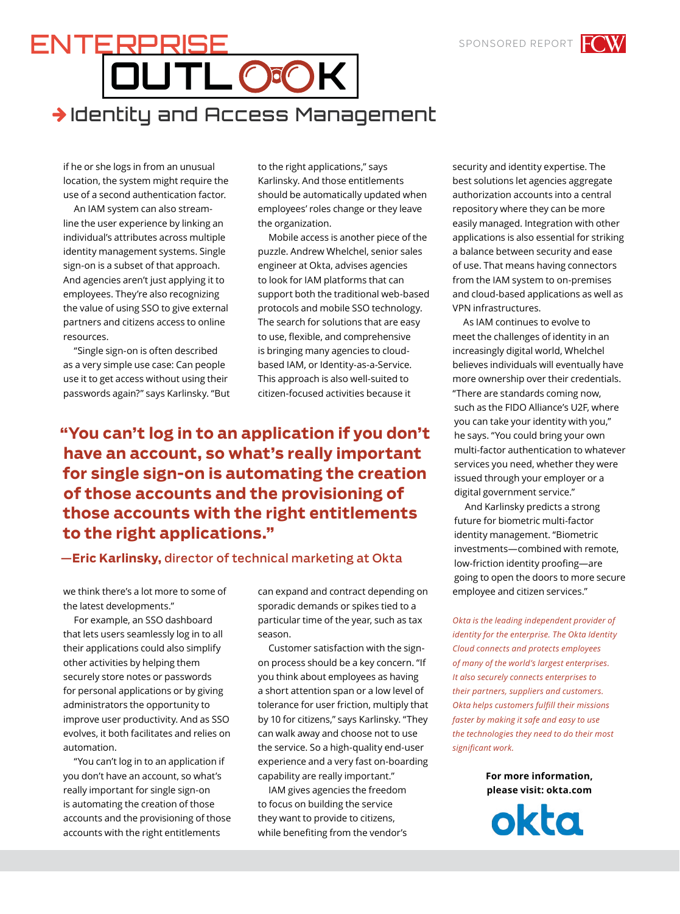if he or she logs in from an unusual location, the system might require the use of a second authentication factor.

An IAM system can also streamline the user experience by linking an individual's attributes across multiple identity management systems. Single sign-on is a subset of that approach. And agencies aren't just applying it to employees. They're also recognizing the value of using SSO to give external partners and citizens access to online resources.

"Single sign-on is often described as a very simple use case: Can people use it to get access without using their passwords again?" says Karlinsky. "But we think there's a lot more to some of the latest developments."

For example, an SSO dashboard that lets users seamlessly log in to all their applications could also simplify other activities by helping them securely store notes or passwords for personal applications or by giving administrators the opportunity to improve user productivity. And as SSO evolves, it both facilitates and relies on automation.

"You can't log in to an application if you don't have an account, so what's really important for single sign-on is automating the creation of those accounts and the provisioning of those accounts with the right entitlements to the right applications," says Karlinsky. And those entitlements should be automatically updated when employees' roles change or they leave the organization.

Mobile access is another piece of the puzzle. Andrew Whelchel, senior sales engineer at Okta, advises agencies to look for IAM platforms that can support both the traditional web-based protocols and mobile SSO technology. The search for solutions that are easy to use, flexible, and comprehensive is bringing many agencies to cloud-based IAM, or Identity-as-a-Service. This approach is also well-suited to citizen-focused activities because it can expand and contract depending on sporadic demands or spikes tied to a particular time of the year, such as tax season.

Customer satisfaction with the sign-on process should be a key concern. "If you think about employees as having a short attention span or a low level of tolerance for user friction, multiply that by 10 for citizens," says Karlinsky. "They can walk away and choose not to use the service. So a high-quality end-user experience and a very fast on-boarding capability are really important."

IAM gives agencies the freedom to focus on building the service they want to provide to citizens, while benefiting from the vendor's security and identity expertise. The best solutions let agencies aggregate authorization accounts into a central repository where they can be more easily managed. Integration with other applications is also essential for striking a balance between security and ease of use. That means having connectors from the IAM system to on-premises and cloud-based applications as well as VPN infrastructures.

As IAM continues to evolve to meet the challenges of identity in an increasingly digital world, Whelchel believes individuals will eventually have more ownership over their credentials. "There are standards coming now, such as the FIDO Alliance's U2F, where you can take your identity with you," he says. "You could bring your own multi-factor authentication to whatever services you need, whether they were issued through your employer or a digital government service."

And Karlinsky predicts a strong future for biometric multi-factor identity management. "Biometric investments—combined with remote, low-friction identity proofing—are going to open the doors to more secure employee and citizen services."

> **"You can't log in to an application if you don't have an account, so what's really important for single sign-on is automating the creation of those accounts and the provisioning of those accounts with the right entitlements to the right applications."**
>
> —**Eric Karlinsky,** director of technical marketing at Okta

*Okta is the leading independent provider of identity for the enterprise. The Okta Identity Cloud connects and protects employees of many of the world's largest enterprises. It also securely connects enterprises to their partners, suppliers and customers. Okta helps customers fulfill their missions faster by making it safe and easy to use the technologies they need to do their most significant work.*

**For more information, please visit: okta.com**

okta